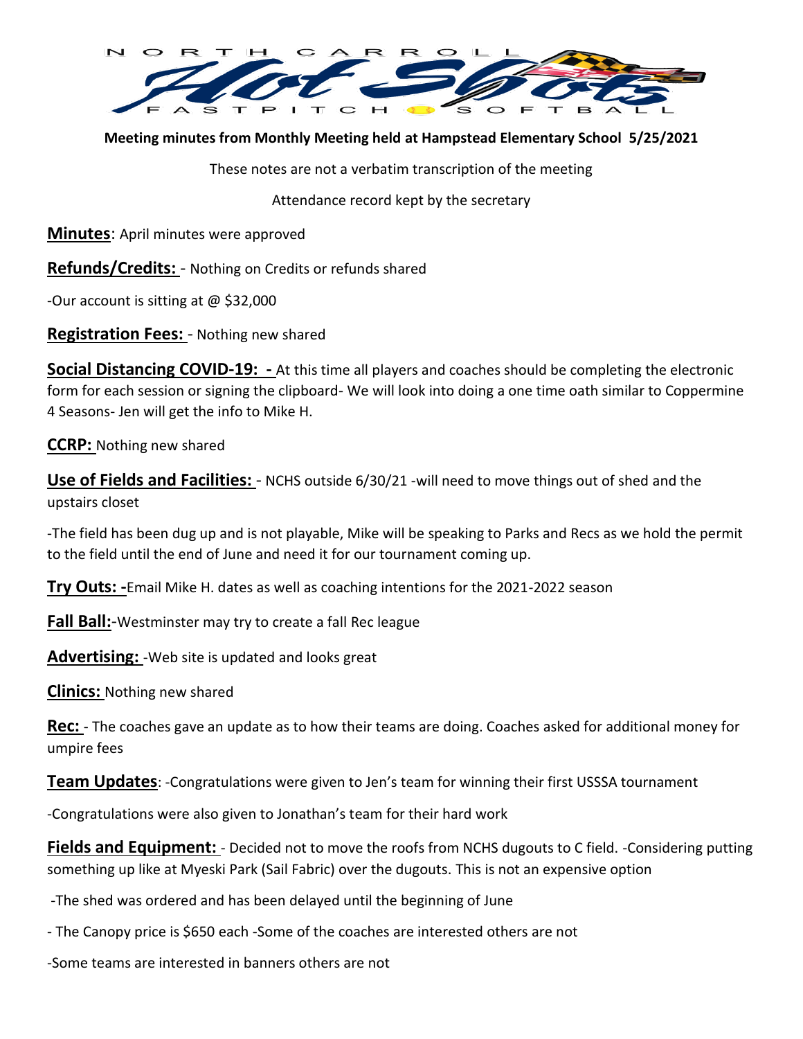NORTH CARROLL Hot Shots FASTPITCH SOFTBALL

**Meeting minutes from Monthly Meeting held at Hampstead Elementary School 5/25/2021**

These notes are not a verbatim transcription of the meeting

Attendance record kept by the secretary

**Minutes**: April minutes were approved

**Refunds/Credits:** - Nothing on Credits or refunds shared

-Our account is sitting at @ $32,000

**Registration Fees:** - Nothing new shared

**Social Distancing COVID-19: -** At this time all players and coaches should be completing the electronic form for each session or signing the clipboard- We will look into doing a one time oath similar to Coppermine 4 Seasons- Jen will get the info to Mike H.

**CCRP:** Nothing new shared

**Use of Fields and Facilities:** - NCHS outside 6/30/21 -will need to move things out of shed and the upstairs closet

-The field has been dug up and is not playable, Mike will be speaking to Parks and Recs as we hold the permit to the field until the end of June and need it for our tournament coming up.

**Try Outs: -**Email Mike H. dates as well as coaching intentions for the 2021-2022 season

**Fall Ball:**-Westminster may try to create a fall Rec league

**Advertising:** -Web site is updated and looks great

**Clinics:** Nothing new shared

**Rec:** - The coaches gave an update as to how their teams are doing. Coaches asked for additional money for umpire fees

**Team Updates**: -Congratulations were given to Jen's team for winning their first USSSA tournament

-Congratulations were also given to Jonathan's team for their hard work

**Fields and Equipment:** - Decided not to move the roofs from NCHS dugouts to C field. -Considering putting something up like at Myeski Park (Sail Fabric) over the dugouts. This is not an expensive option

-The shed was ordered and has been delayed until the beginning of June

- The Canopy price is $650 each -Some of the coaches are interested others are not

-Some teams are interested in banners others are not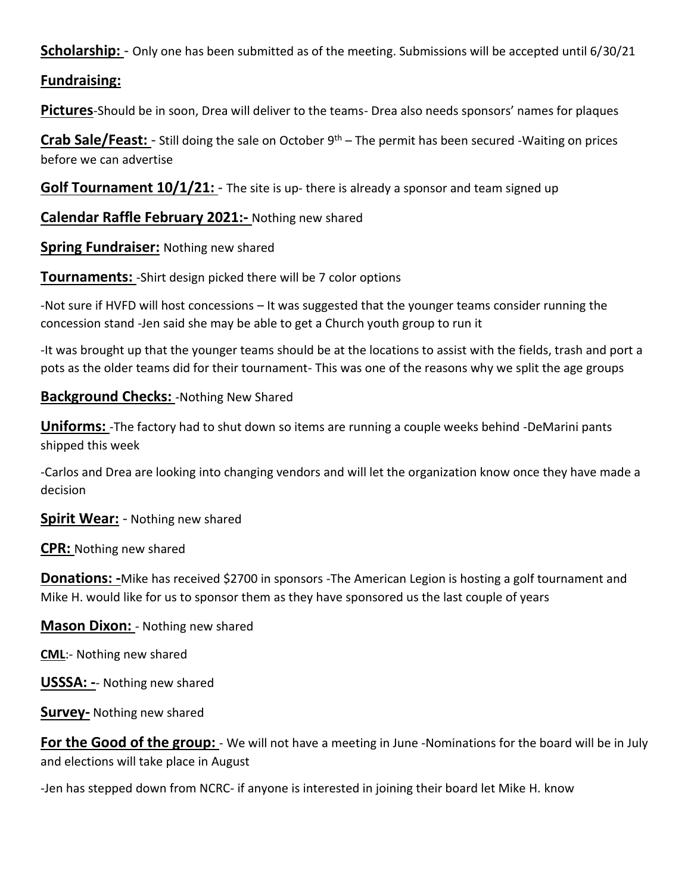**Scholarship:** - Only one has been submitted as of the meeting. Submissions will be accepted until 6/30/21

**Fundraising:**

**Pictures**-Should be in soon, Drea will deliver to the teams- Drea also needs sponsors' names for plaques

**Crab Sale/Feast:** - Still doing the sale on October 9th – The permit has been secured -Waiting on prices before we can advertise

**Golf Tournament 10/1/21:** - The site is up- there is already a sponsor and team signed up

**Calendar Raffle February 2021:-** Nothing new shared

**Spring Fundraiser:** Nothing new shared

**Tournaments:** -Shirt design picked there will be 7 color options

-Not sure if HVFD will host concessions – It was suggested that the younger teams consider running the concession stand -Jen said she may be able to get a Church youth group to run it

-It was brought up that the younger teams should be at the locations to assist with the fields, trash and port a pots as the older teams did for their tournament- This was one of the reasons why we split the age groups

**Background Checks:** -Nothing New Shared

**Uniforms:** -The factory had to shut down so items are running a couple weeks behind -DeMarini pants shipped this week

-Carlos and Drea are looking into changing vendors and will let the organization know once they have made a decision

**Spirit Wear:** - Nothing new shared

**CPR:** Nothing new shared

**Donations: -**Mike has received $2700 in sponsors -The American Legion is hosting a golf tournament and Mike H. would like for us to sponsor them as they have sponsored us the last couple of years

**Mason Dixon:** - Nothing new shared

**CML**:- Nothing new shared

**USSSA: -**- Nothing new shared

**Survey-** Nothing new shared

**For the Good of the group:** - We will not have a meeting in June -Nominations for the board will be in July and elections will take place in August

-Jen has stepped down from NCRC- if anyone is interested in joining their board let Mike H. know